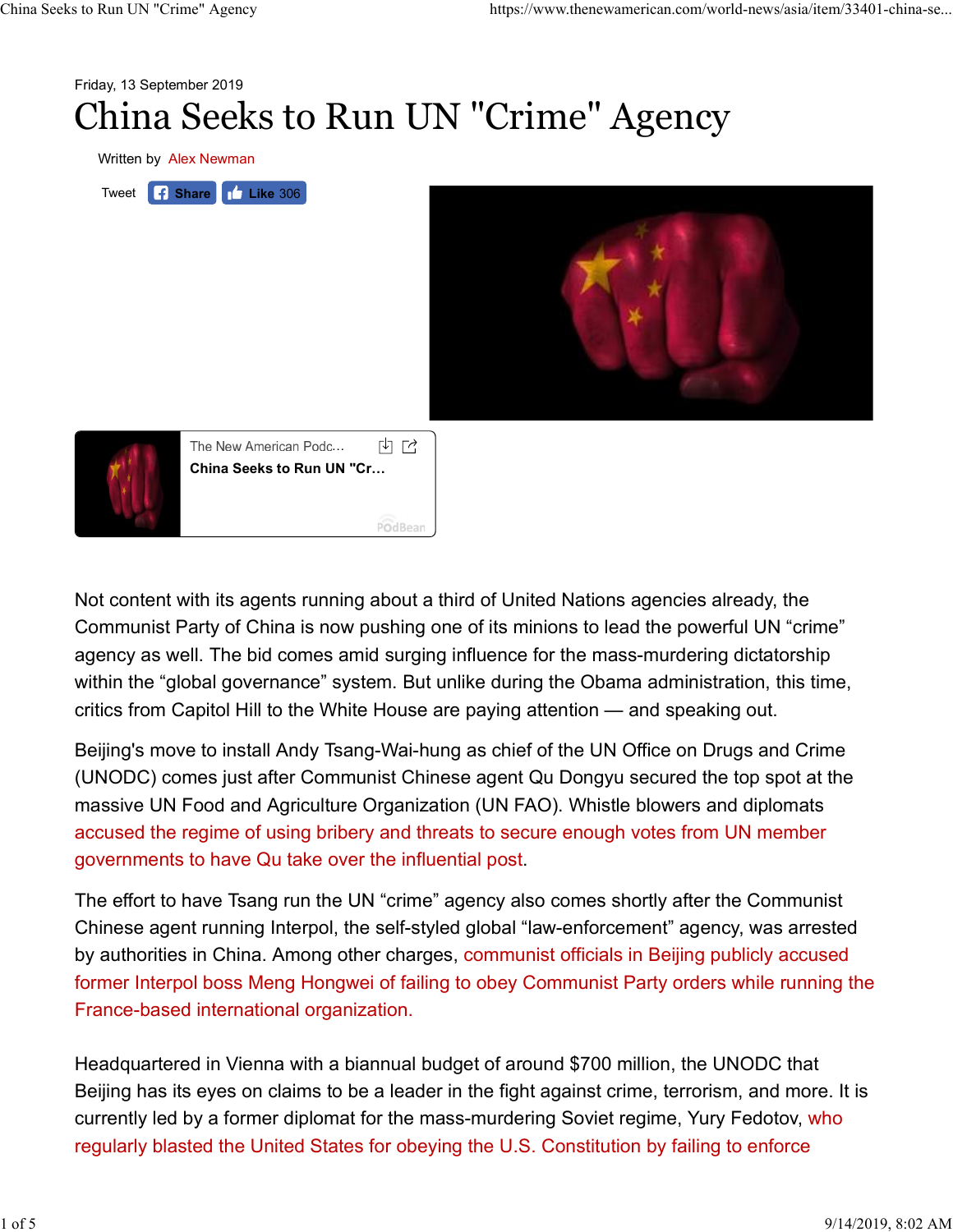Friday, 13 September 2019

# China Seeks to Run UN "Crime" Agency

Written by Alex Newman

Not content with its agents running about a third of United Nations agencies already, the Communist Party of China is now pushing one of its minions to lead the powerful UN “crime” agency as well. The bid comes amid surging influence for the mass-murdering dictatorship within the “global governance” system. But unlike during the Obama administration, this time, critics from Capitol Hill to the White House are paying attention — and speaking out.

Beijing's move to install Andy Tsang-Wai-hung as chief of the UN Office on Drugs and Crime (UNODC) comes just after Communist Chinese agent Qu Dongyu secured the top spot at the massive UN Food and Agriculture Organization (UN FAO). Whistle blowers and diplomats accused the regime of using bribery and threats to secure enough votes from UN member governments to have Qu take over the influential post.

The effort to have Tsang run the UN “crime” agency also comes shortly after the Communist Chinese agent running Interpol, the self-styled global “law-enforcement” agency, was arrested by authorities in China. Among other charges, communist officials in Beijing publicly accused former Interpol boss Meng Hongwei of failing to obey Communist Party orders while running the France-based international organization.

Headquartered in Vienna with a biannual budget of around $700 million, the UNODC that Beijing has its eyes on claims to be a leader in the fight against crime, terrorism, and more. It is currently led by a former diplomat for the mass-murdering Soviet regime, Yury Fedotov, who regularly blasted the United States for obeying the U.S. Constitution by failing to enforce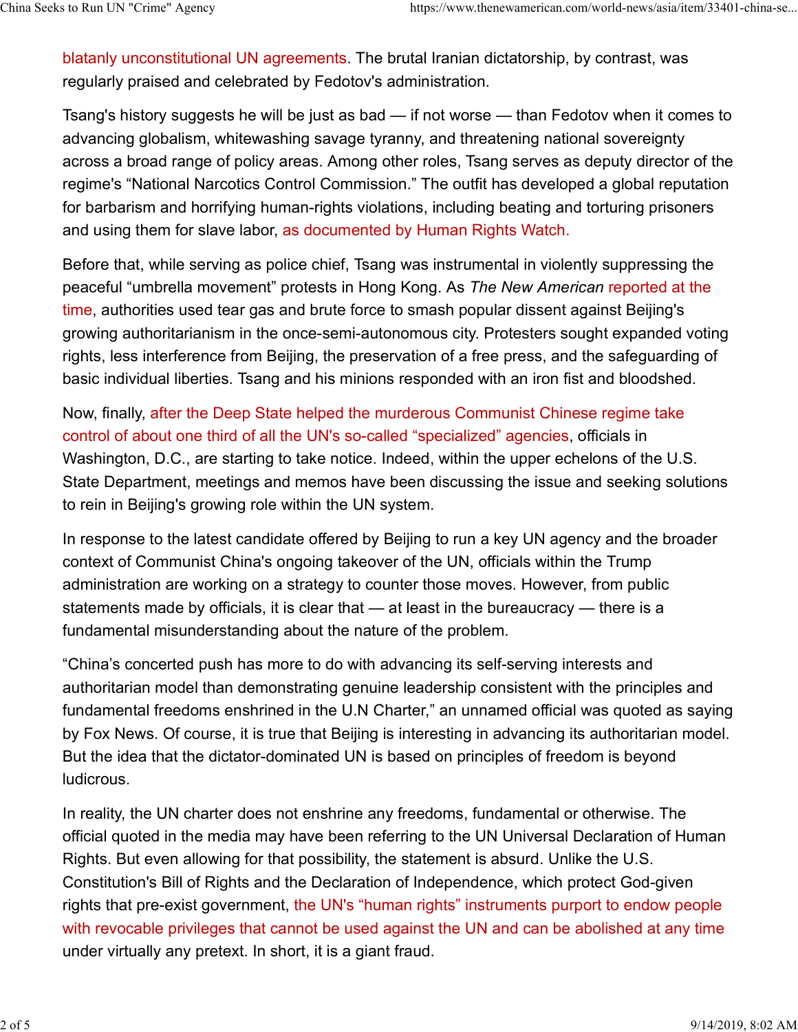blatantly unconstitutional UN agreements. The brutal Iranian dictatorship, by contrast, was regularly praised and celebrated by Fedotov's administration.

Tsang's history suggests he will be just as bad — if not worse — than Fedotov when it comes to advancing globalism, whitewashing savage tyranny, and threatening national sovereignty across a broad range of policy areas. Among other roles, Tsang serves as deputy director of the regime's "National Narcotics Control Commission." The outfit has developed a global reputation for barbarism and horrifying human-rights violations, including beating and torturing prisoners and using them for slave labor, as documented by Human Rights Watch.

Before that, while serving as police chief, Tsang was instrumental in violently suppressing the peaceful "umbrella movement" protests in Hong Kong. As *The New American* reported at the time, authorities used tear gas and brute force to smash popular dissent against Beijing's growing authoritarianism in the once-semi-autonomous city. Protesters sought expanded voting rights, less interference from Beijing, the preservation of a free press, and the safeguarding of basic individual liberties. Tsang and his minions responded with an iron fist and bloodshed.

Now, finally, after the Deep State helped the murderous Communist Chinese regime take control of about one third of all the UN's so-called "specialized" agencies, officials in Washington, D.C., are starting to take notice. Indeed, within the upper echelons of the U.S. State Department, meetings and memos have been discussing the issue and seeking solutions to rein in Beijing's growing role within the UN system.

In response to the latest candidate offered by Beijing to run a key UN agency and the broader context of Communist China's ongoing takeover of the UN, officials within the Trump administration are working on a strategy to counter those moves. However, from public statements made by officials, it is clear that — at least in the bureaucracy — there is a fundamental misunderstanding about the nature of the problem.

"China's concerted push has more to do with advancing its self-serving interests and authoritarian model than demonstrating genuine leadership consistent with the principles and fundamental freedoms enshrined in the U.N Charter," an unnamed official was quoted as saying by Fox News. Of course, it is true that Beijing is interesting in advancing its authoritarian model. But the idea that the dictator-dominated UN is based on principles of freedom is beyond ludicrous.

In reality, the UN charter does not enshrine any freedoms, fundamental or otherwise. The official quoted in the media may have been referring to the UN Universal Declaration of Human Rights. But even allowing for that possibility, the statement is absurd. Unlike the U.S. Constitution's Bill of Rights and the Declaration of Independence, which protect God-given rights that pre-exist government, the UN's "human rights" instruments purport to endow people with revocable privileges that cannot be used against the UN and can be abolished at any time under virtually any pretext. In short, it is a giant fraud.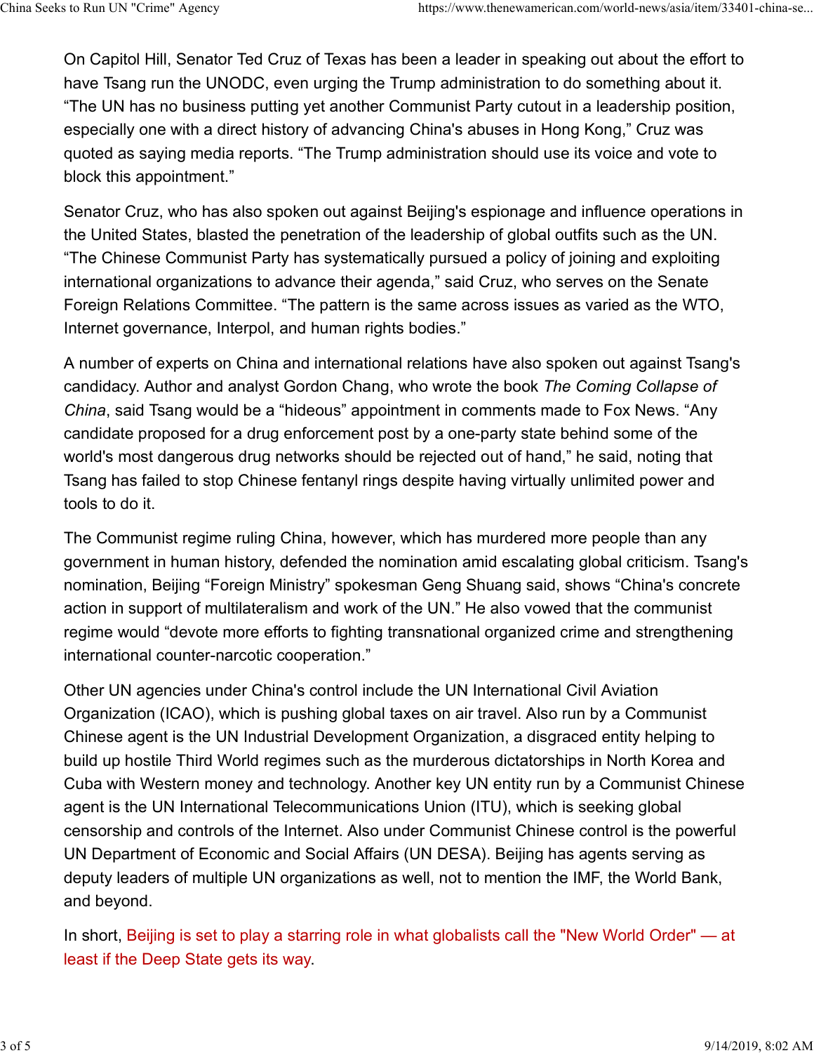On Capitol Hill, Senator Ted Cruz of Texas has been a leader in speaking out about the effort to have Tsang run the UNODC, even urging the Trump administration to do something about it. “The UN has no business putting yet another Communist Party cutout in a leadership position, especially one with a direct history of advancing China's abuses in Hong Kong,” Cruz was quoted as saying media reports. “The Trump administration should use its voice and vote to block this appointment.”

Senator Cruz, who has also spoken out against Beijing's espionage and influence operations in the United States, blasted the penetration of the leadership of global outfits such as the UN. “The Chinese Communist Party has systematically pursued a policy of joining and exploiting international organizations to advance their agenda,” said Cruz, who serves on the Senate Foreign Relations Committee. “The pattern is the same across issues as varied as the WTO, Internet governance, Interpol, and human rights bodies.”

A number of experts on China and international relations have also spoken out against Tsang's candidacy. Author and analyst Gordon Chang, who wrote the book *The Coming Collapse of China*, said Tsang would be a “hideous” appointment in comments made to Fox News. “Any candidate proposed for a drug enforcement post by a one-party state behind some of the world's most dangerous drug networks should be rejected out of hand,” he said, noting that Tsang has failed to stop Chinese fentanyl rings despite having virtually unlimited power and tools to do it.

The Communist regime ruling China, however, which has murdered more people than any government in human history, defended the nomination amid escalating global criticism. Tsang's nomination, Beijing “Foreign Ministry” spokesman Geng Shuang said, shows “China's concrete action in support of multilateralism and work of the UN.” He also vowed that the communist regime would “devote more efforts to fighting transnational organized crime and strengthening international counter-narcotic cooperation.”

Other UN agencies under China's control include the UN International Civil Aviation Organization (ICAO), which is pushing global taxes on air travel. Also run by a Communist Chinese agent is the UN Industrial Development Organization, a disgraced entity helping to build up hostile Third World regimes such as the murderous dictatorships in North Korea and Cuba with Western money and technology. Another key UN entity run by a Communist Chinese agent is the UN International Telecommunications Union (ITU), which is seeking global censorship and controls of the Internet. Also under Communist Chinese control is the powerful UN Department of Economic and Social Affairs (UN DESA). Beijing has agents serving as deputy leaders of multiple UN organizations as well, not to mention the IMF, the World Bank, and beyond.

In short, Beijing is set to play a starring role in what globalists call the "New World Order" — at least if the Deep State gets its way.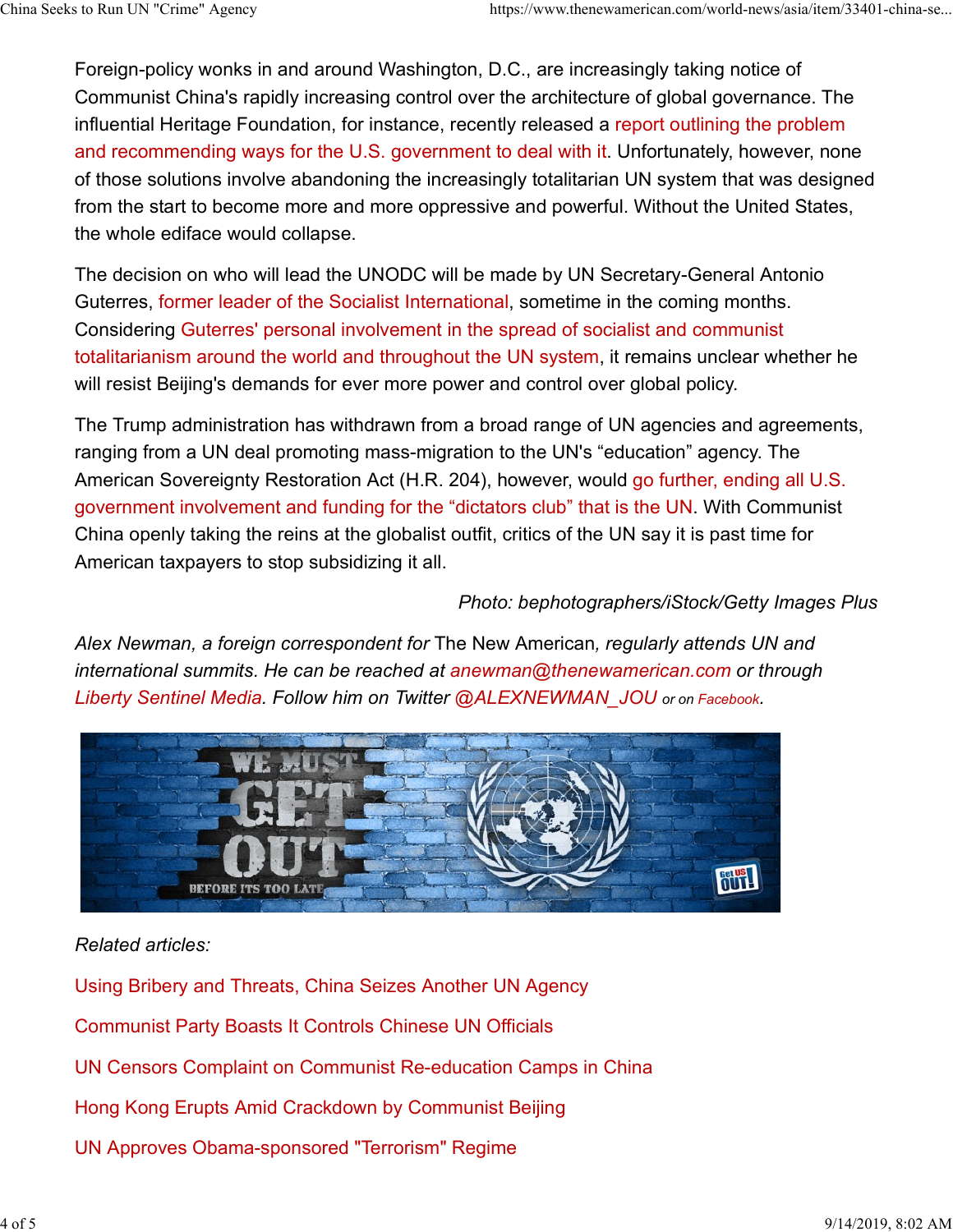Foreign-policy wonks in and around Washington, D.C., are increasingly taking notice of Communist China's rapidly increasing control over the architecture of global governance. The influential Heritage Foundation, for instance, recently released a report outlining the problem and recommending ways for the U.S. government to deal with it. Unfortunately, however, none of those solutions involve abandoning the increasingly totalitarian UN system that was designed from the start to become more and more oppressive and powerful. Without the United States, the whole edifice would collapse.

The decision on who will lead the UNODC will be made by UN Secretary-General Antonio Guterres, former leader of the Socialist International, sometime in the coming months. Considering Guterres' personal involvement in the spread of socialist and communist totalitarianism around the world and throughout the UN system, it remains unclear whether he will resist Beijing's demands for ever more power and control over global policy.

The Trump administration has withdrawn from a broad range of UN agencies and agreements, ranging from a UN deal promoting mass-migration to the UN's "education" agency. The American Sovereignty Restoration Act (H.R. 204), however, would go further, ending all U.S. government involvement and funding for the "dictators club" that is the UN. With Communist China openly taking the reins at the globalist outfit, critics of the UN say it is past time for American taxpayers to stop subsidizing it all.

*Photo: bephotographers/iStock/Getty Images Plus*

*Alex Newman, a foreign correspondent for* The New American*, regularly attends UN and international summits. He can be reached at anewman@thenewamerican.com or through Liberty Sentinel Media. Follow him on Twitter @ALEXNEWMAN_JOU or on Facebook.*

*Related articles:*

Using Bribery and Threats, China Seizes Another UN Agency

Communist Party Boasts It Controls Chinese UN Officials

UN Censors Complaint on Communist Re-education Camps in China

Hong Kong Erupts Amid Crackdown by Communist Beijing

UN Approves Obama-sponsored "Terrorism" Regime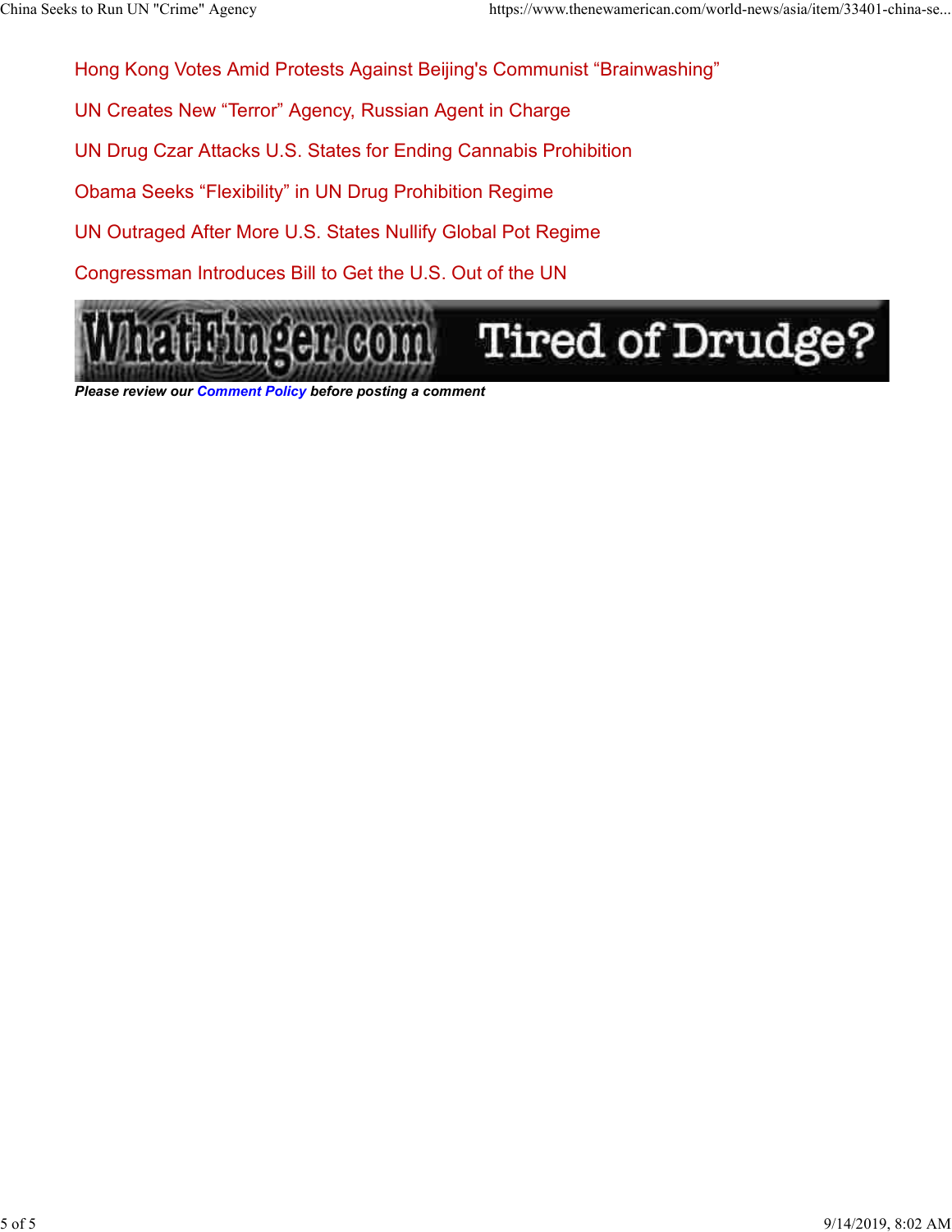Hong Kong Votes Amid Protests Against Beijing's Communist “Brainwashing”

UN Creates New “Terror” Agency, Russian Agent in Charge

UN Drug Czar Attacks U.S. States for Ending Cannabis Prohibition

Obama Seeks “Flexibility” in UN Drug Prohibition Regime

UN Outraged After More U.S. States Nullify Global Pot Regime

Congressman Introduces Bill to Get the U.S. Out of the UN

WhatFinger.com Tired of Drudge?

***Please review our Comment Policy before posting a comment***